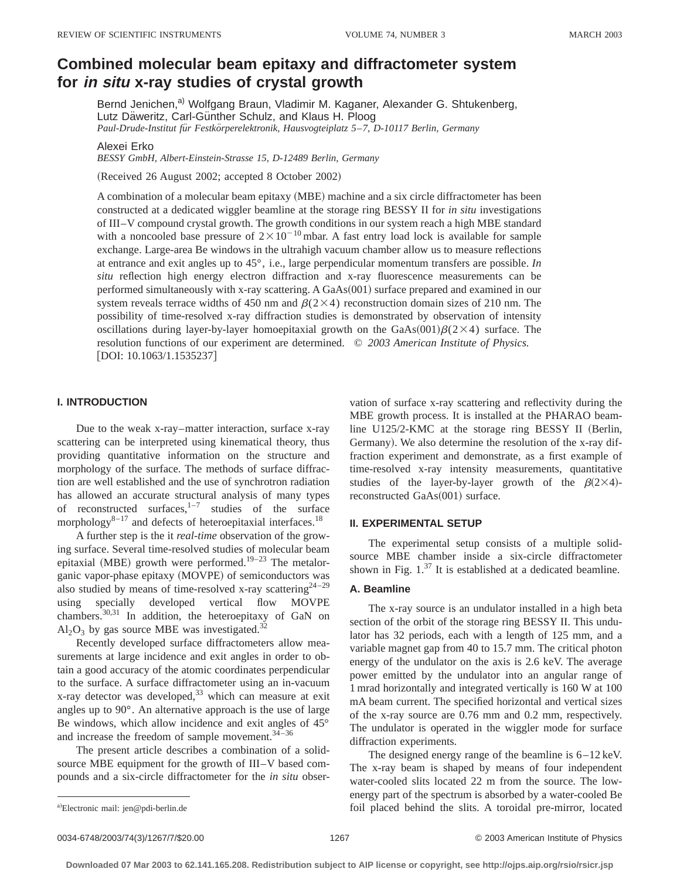# Combined molecular beam epitaxy and diffractometer system for *in situ* x-ray studies of crystal growth

Bernd Jenichen,[a] Wolfgang Braun, Vladimir M. Kaganer, Alexander G. Shtukenberg, Lutz Däweritz, Carl-Günther Schulz, and Klaus H. Ploog

*Paul-Drude-Institut für Festkörperelektronik, Hausvogteiplatz 5–7, D-10117 Berlin, Germany*

Alexei Erko

*BESSY GmbH, Albert-Einstein-Strasse 15, D-12489 Berlin, Germany*

(Received 26 August 2002; accepted 8 October 2002)

A combination of a molecular beam epitaxy (MBE) machine and a six circle diffractometer has been constructed at a dedicated wiggler beamline at the storage ring BESSY II for *in situ* investigations of III–V compound crystal growth. The growth conditions in our system reach a high MBE standard with a noncooled base pressure of $2\times10^{-10}$ mbar. A fast entry load lock is available for sample exchange. Large-area Be windows in the ultrahigh vacuum chamber allow us to measure reflections at entrance and exit angles up to 45°, i.e., large perpendicular momentum transfers are possible. *In situ* reflection high energy electron diffraction and x-ray fluorescence measurements can be performed simultaneously with x-ray scattering. A GaAs(001) surface prepared and examined in our system reveals terrace widths of 450 nm and $\beta(2\times4)$ reconstruction domain sizes of 210 nm. The possibility of time-resolved x-ray diffraction studies is demonstrated by observation of intensity oscillations during layer-by-layer homoepitaxial growth on the GaAs(001)$\beta(2\times4)$ surface. The resolution functions of our experiment are determined. © *2003 American Institute of Physics.* [DOI: 10.1063/1.1535237]

## I. INTRODUCTION

Due to the weak x-ray–matter interaction, surface x-ray scattering can be interpreted using kinematical theory, thus providing quantitative information on the structure and morphology of the surface. The methods of surface diffraction are well established and the use of synchrotron radiation has allowed an accurate structural analysis of many types of reconstructed surfaces,[1–7] studies of the surface morphology[8–17] and defects of heteroepitaxial interfaces.[18]

A further step is the it *real-time* observation of the growing surface. Several time-resolved studies of molecular beam epitaxial (MBE) growth were performed.[19–23] The metalorganic vapor-phase epitaxy (MOVPE) of semiconductors was also studied by means of time-resolved x-ray scattering[24–29] using specially developed vertical flow MOVPE chambers.[30,31] In addition, the heteroepitaxy of GaN on $Al_2O_3$ by gas source MBE was investigated.[32]

Recently developed surface diffractometers allow measurements at large incidence and exit angles in order to obtain a good accuracy of the atomic coordinates perpendicular to the surface. A surface diffractometer using an in-vacuum x-ray detector was developed,[33] which can measure at exit angles up to 90°. An alternative approach is the use of large Be windows, which allow incidence and exit angles of 45° and increase the freedom of sample movement.[34–36]

The present article describes a combination of a solid-source MBE equipment for the growth of III–V based compounds and a six-circle diffractometer for the *in situ* observation of surface x-ray scattering and reflectivity during the MBE growth process. It is installed at the PHARAO beamline U125/2-KMC at the storage ring BESSY II (Berlin, Germany). We also determine the resolution of the x-ray diffraction experiment and demonstrate, as a first example of time-resolved x-ray intensity measurements, quantitative studies of the layer-by-layer growth of the $\beta(2\times4)$-reconstructed GaAs(001) surface.

## II. EXPERIMENTAL SETUP

The experimental setup consists of a multiple solid-source MBE chamber inside a six-circle diffractometer shown in Fig. 1.[37] It is established at a dedicated beamline.

### A. Beamline

The x-ray source is an undulator installed in a high beta section of the orbit of the storage ring BESSY II. This undulator has 32 periods, each with a length of 125 mm, and a variable magnet gap from 40 to 15.7 mm. The critical photon energy of the undulator on the axis is 2.6 keV. The average power emitted by the undulator into an angular range of 1 mrad horizontally and integrated vertically is 160 W at 100 mA beam current. The specified horizontal and vertical sizes of the x-ray source are 0.76 mm and 0.2 mm, respectively. The undulator is operated in the wiggler mode for surface diffraction experiments.

The designed energy range of the beamline is 6–12 keV. The x-ray beam is shaped by means of four independent water-cooled slits located 22 m from the source. The low-energy part of the spectrum is absorbed by a water-cooled Be foil placed behind the slits. A toroidal pre-mirror, located

[a] Electronic mail: jen@pdi-berlin.de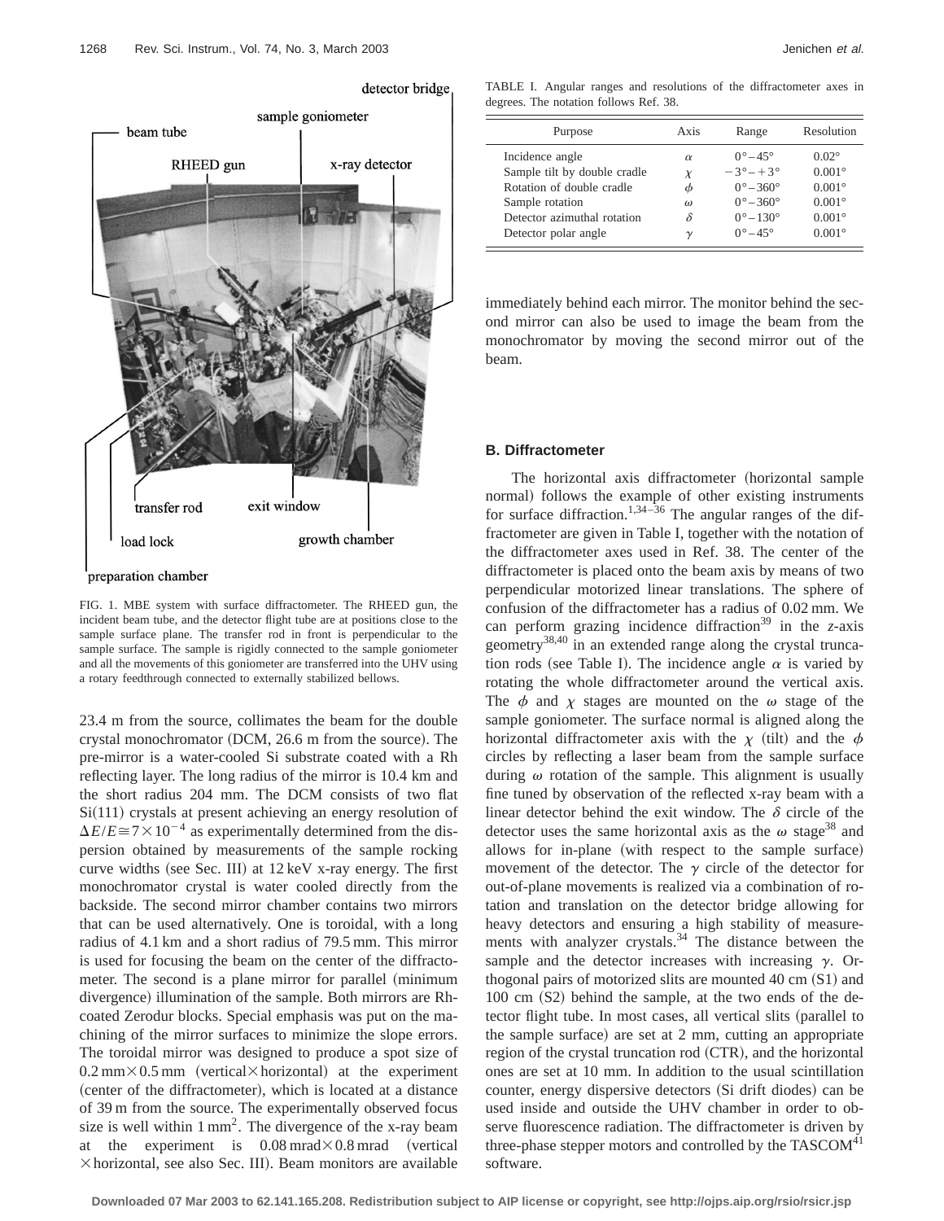FIG. 1. MBE system with surface diffractometer. The RHEED gun, the incident beam tube, and the detector flight tube are at positions close to the sample surface plane. The transfer rod in front is perpendicular to the sample surface. The sample is rigidly connected to the sample goniometer and all the movements of this goniometer are transferred into the UHV using a rotary feedthrough connected to externally stabilized bellows.

23.4 m from the source, collimates the beam for the double crystal monochromator (DCM, 26.6 m from the source). The pre-mirror is a water-cooled Si substrate coated with a Rh reflecting layer. The long radius of the mirror is 10.4 km and the short radius 204 mm. The DCM consists of two flat Si(111) crystals at present achieving an energy resolution of $\Delta E/E \cong 7\times 10^{-4}$ as experimentally determined from the dispersion obtained by measurements of the sample rocking curve widths (see Sec. III) at 12 keV x-ray energy. The first monochromator crystal is water cooled directly from the backside. The second mirror chamber contains two mirrors that can be used alternatively. One is toroidal, with a long radius of 4.1 km and a short radius of 79.5 mm. This mirror is used for focusing the beam on the center of the diffractometer. The second is a plane mirror for parallel (minimum divergence) illumination of the sample. Both mirrors are Rh-coated Zerodur blocks. Special emphasis was put on the machining of the mirror surfaces to minimize the slope errors. The toroidal mirror was designed to produce a spot size of 0.2 mm×0.5 mm (vertical×horizontal) at the experiment (center of the diffractometer), which is located at a distance of 39 m from the source. The experimentally observed focus size is well within 1 mm$^2$. The divergence of the x-ray beam at the experiment is 0.08 mrad×0.8 mrad (vertical ×horizontal, see also Sec. III). Beam monitors are available immediately behind each mirror. The monitor behind the second mirror can also be used to image the beam from the monochromator by moving the second mirror out of the beam.

TABLE I. Angular ranges and resolutions of the diffractometer axes in degrees. The notation follows Ref. 38.

| Purpose | Axis | Range | Resolution |
|---|---|---|---|
| Incidence angle | $\alpha$ | 0°–45° | 0.02° |
| Sample tilt by double cradle | $\chi$ | −3°–+3° | 0.001° |
| Rotation of double cradle | $\phi$ | 0°–360° | 0.001° |
| Sample rotation | $\omega$ | 0°–360° | 0.001° |
| Detector azimuthal rotation | $\delta$ | 0°–130° | 0.001° |
| Detector polar angle | $\gamma$ | 0°–45° | 0.001° |

### B. Diffractometer

The horizontal axis diffractometer (horizontal sample normal) follows the example of other existing instruments for surface diffraction.[1,34–36] The angular ranges of the diffractometer are given in Table I, together with the notation of the diffractometer axes used in Ref. 38. The center of the diffractometer is placed onto the beam axis by means of two perpendicular motorized linear translations. The sphere of confusion of the diffractometer has a radius of 0.02 mm. We can perform grazing incidence diffraction[39] in the $z$-axis geometry[38,40] in an extended range along the crystal truncation rods (see Table I). The incidence angle $\alpha$ is varied by rotating the whole diffractometer around the vertical axis. The $\phi$ and $\chi$ stages are mounted on the $\omega$ stage of the sample goniometer. The surface normal is aligned along the horizontal diffractometer axis with the $\chi$ (tilt) and the $\phi$ circles by reflecting a laser beam from the sample surface during $\omega$ rotation of the sample. This alignment is usually fine tuned by observation of the reflected x-ray beam with a linear detector behind the exit window. The $\delta$ circle of the detector uses the same horizontal axis as the $\omega$ stage[38] and allows for in-plane (with respect to the sample surface) movement of the detector. The $\gamma$ circle of the detector for out-of-plane movements is realized via a combination of rotation and translation on the detector bridge allowing for heavy detectors and ensuring a high stability of measurements with analyzer crystals.[34] The distance between the sample and the detector increases with increasing $\gamma$. Orthogonal pairs of motorized slits are mounted 40 cm (S1) and 100 cm (S2) behind the sample, at the two ends of the detector flight tube. In most cases, all vertical slits (parallel to the sample surface) are set at 2 mm, cutting an appropriate region of the crystal truncation rod (CTR), and the horizontal ones are set at 10 mm. In addition to the usual scintillation counter, energy dispersive detectors (Si drift diodes) can be used inside and outside the UHV chamber in order to observe fluorescence radiation. The diffractometer is driven by three-phase stepper motors and controlled by the TASCOM[41] software.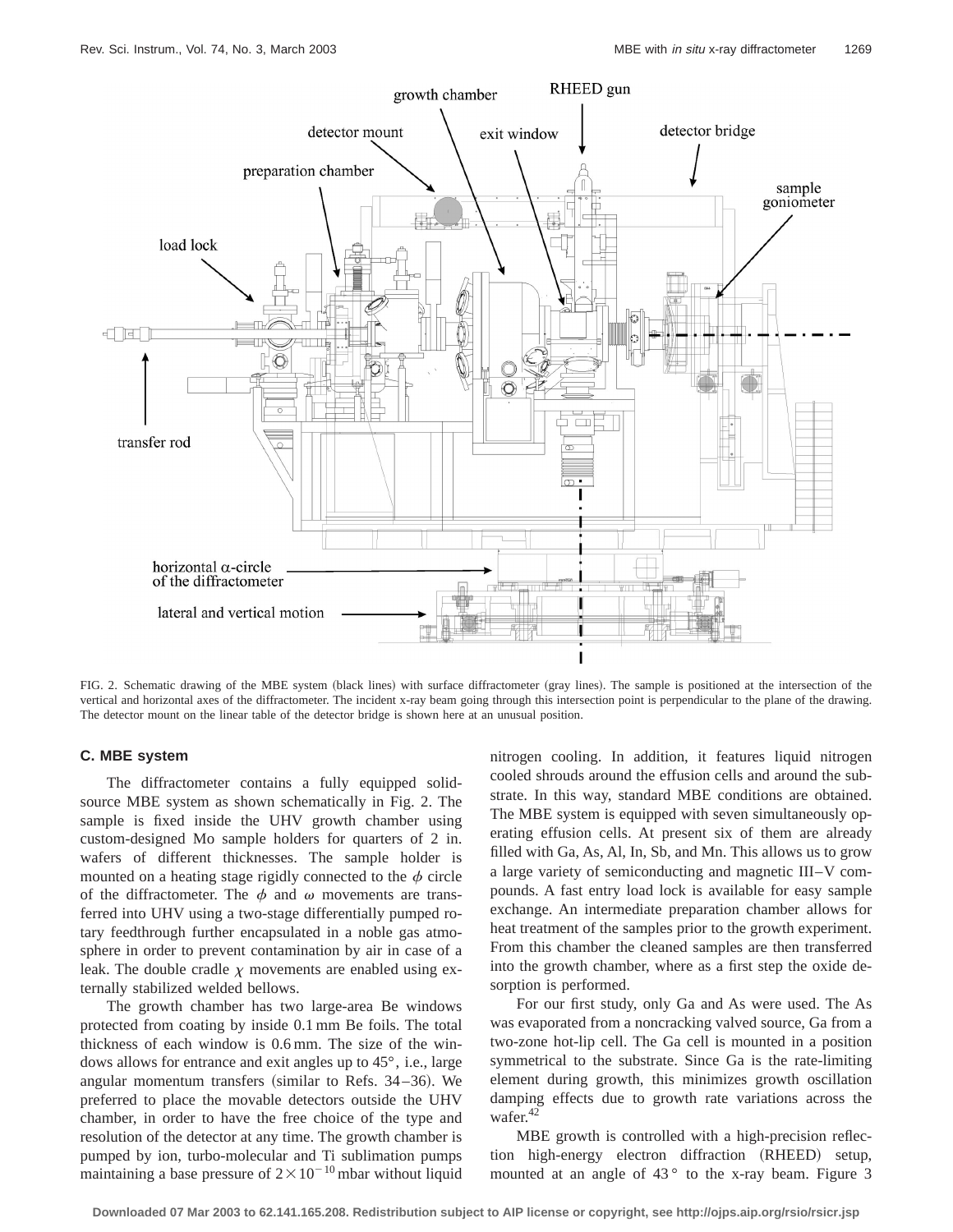FIG. 2. Schematic drawing of the MBE system (black lines) with surface diffractometer (gray lines). The sample is positioned at the intersection of the vertical and horizontal axes of the diffractometer. The incident x-ray beam going through this intersection point is perpendicular to the plane of the drawing. The detector mount on the linear table of the detector bridge is shown here at an unusual position.

### C. MBE system

The diffractometer contains a fully equipped solid-source MBE system as shown schematically in Fig. 2. The sample is fixed inside the UHV growth chamber using custom-designed Mo sample holders for quarters of 2 in. wafers of different thicknesses. The sample holder is mounted on a heating stage rigidly connected to the $\phi$ circle of the diffractometer. The $\phi$ and $\omega$ movements are transferred into UHV using a two-stage differentially pumped rotary feedthrough further encapsulated in a noble gas atmosphere in order to prevent contamination by air in case of a leak. The double cradle $\chi$ movements are enabled using externally stabilized welded bellows.

The growth chamber has two large-area Be windows protected from coating by inside 0.1 mm Be foils. The total thickness of each window is 0.6 mm. The size of the windows allows for entrance and exit angles up to 45°, i.e., large angular momentum transfers (similar to Refs. 34–36). We preferred to place the movable detectors outside the UHV chamber, in order to have the free choice of the type and resolution of the detector at any time. The growth chamber is pumped by ion, turbo-molecular and Ti sublimation pumps maintaining a base pressure of $2\times10^{-10}$ mbar without liquid nitrogen cooling. In addition, it features liquid nitrogen cooled shrouds around the effusion cells and around the substrate. In this way, standard MBE conditions are obtained. The MBE system is equipped with seven simultaneously operating effusion cells. At present six of them are already filled with Ga, As, Al, In, Sb, and Mn. This allows us to grow a large variety of semiconducting and magnetic III–V compounds. A fast entry load lock is available for easy sample exchange. An intermediate preparation chamber allows for heat treatment of the samples prior to the growth experiment. From this chamber the cleaned samples are then transferred into the growth chamber, where as a first step the oxide desorption is performed.

For our first study, only Ga and As were used. The As was evaporated from a noncracking valved source, Ga from a two-zone hot-lip cell. The Ga cell is mounted in a position symmetrical to the substrate. Since Ga is the rate-limiting element during growth, this minimizes growth oscillation damping effects due to growth rate variations across the wafer.[42]

MBE growth is controlled with a high-precision reflection high-energy electron diffraction (RHEED) setup, mounted at an angle of 43° to the x-ray beam. Figure 3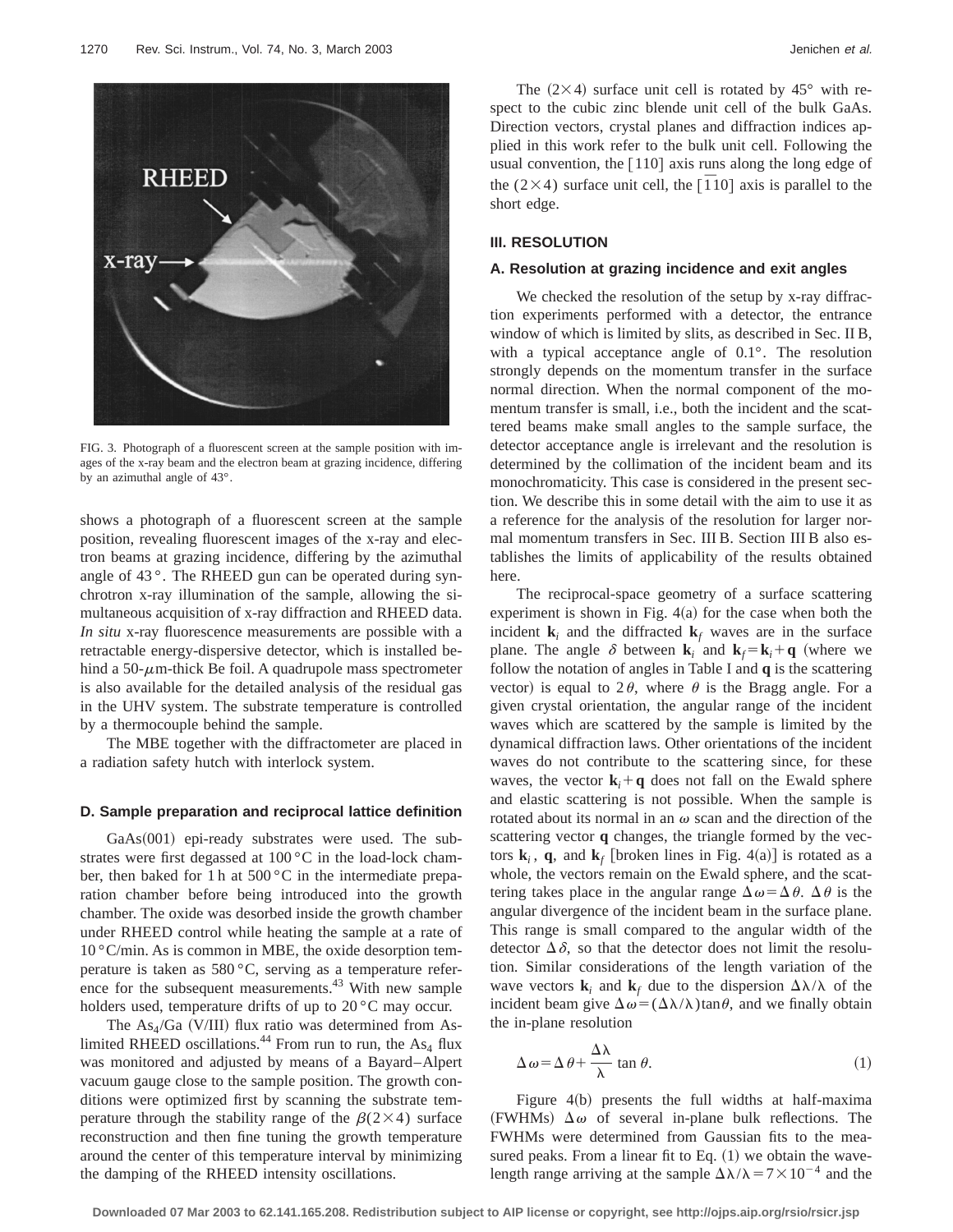FIG. 3. Photograph of a fluorescent screen at the sample position with images of the x-ray beam and the electron beam at grazing incidence, differing by an azimuthal angle of 43°.

shows a photograph of a fluorescent screen at the sample position, revealing fluorescent images of the x-ray and electron beams at grazing incidence, differing by the azimuthal angle of 43 °. The RHEED gun can be operated during synchrotron x-ray illumination of the sample, allowing the simultaneous acquisition of x-ray diffraction and RHEED data. *In situ* x-ray fluorescence measurements are possible with a retractable energy-dispersive detector, which is installed behind a 50-$\mu$m-thick Be foil. A quadrupole mass spectrometer is also available for the detailed analysis of the residual gas in the UHV system. The substrate temperature is controlled by a thermocouple behind the sample.

The MBE together with the diffractometer are placed in a radiation safety hutch with interlock system.

### D. Sample preparation and reciprocal lattice definition

GaAs(001) epi-ready substrates were used. The substrates were first degassed at 100 °C in the load-lock chamber, then baked for 1 h at 500 °C in the intermediate preparation chamber before being introduced into the growth chamber. The oxide was desorbed inside the growth chamber under RHEED control while heating the sample at a rate of 10 °C/min. As is common in MBE, the oxide desorption temperature is taken as 580 °C, serving as a temperature reference for the subsequent measurements.[43] With new sample holders used, temperature drifts of up to 20 °C may occur.

The $As_4$/Ga (V/III) flux ratio was determined from As-limited RHEED oscillations.[44] From run to run, the $As_4$ flux was monitored and adjusted by means of a Bayard–Alpert vacuum gauge close to the sample position. The growth conditions were optimized first by scanning the substrate temperature through the stability range of the $\beta(2\times4)$ surface reconstruction and then fine tuning the growth temperature around the center of this temperature interval by minimizing the damping of the RHEED intensity oscillations.

The $(2\times4)$ surface unit cell is rotated by 45° with respect to the cubic zinc blende unit cell of the bulk GaAs. Direction vectors, crystal planes and diffraction indices applied in this work refer to the bulk unit cell. Following the usual convention, the [110] axis runs along the long edge of the $(2\times4)$ surface unit cell, the $[\bar{1}10]$ axis is parallel to the short edge.

## III. RESOLUTION

### A. Resolution at grazing incidence and exit angles

We checked the resolution of the setup by x-ray diffraction experiments performed with a detector, the entrance window of which is limited by slits, as described in Sec. II B, with a typical acceptance angle of 0.1°. The resolution strongly depends on the momentum transfer in the surface normal direction. When the normal component of the momentum transfer is small, i.e., both the incident and the scattered beams make small angles to the sample surface, the detector acceptance angle is irrelevant and the resolution is determined by the collimation of the incident beam and its monochromaticity. This case is considered in the present section. We describe this in some detail with the aim to use it as a reference for the analysis of the resolution for larger normal momentum transfers in Sec. III B. Section III B also establishes the limits of applicability of the results obtained here.

The reciprocal-space geometry of a surface scattering experiment is shown in Fig. 4(a) for the case when both the incident $\mathbf{k}_i$ and the diffracted $\mathbf{k}_f$ waves are in the surface plane. The angle $\delta$ between $\mathbf{k}_i$ and $\mathbf{k}_f=\mathbf{k}_i+\mathbf{q}$ (where we follow the notation of angles in Table I and $\mathbf{q}$ is the scattering vector) is equal to $2\theta$, where $\theta$ is the Bragg angle. For a given crystal orientation, the angular range of the incident waves which are scattered by the sample is limited by the dynamical diffraction laws. Other orientations of the incident waves do not contribute to the scattering since, for these waves, the vector $\mathbf{k}_i+\mathbf{q}$ does not fall on the Ewald sphere and elastic scattering is not possible. When the sample is rotated about its normal in an $\omega$ scan and the direction of the scattering vector $\mathbf{q}$ changes, the triangle formed by the vectors $\mathbf{k}_i$, $\mathbf{q}$, and $\mathbf{k}_f$ [broken lines in Fig. 4(a)] is rotated as a whole, the vectors remain on the Ewald sphere, and the scattering takes place in the angular range $\Delta\omega=\Delta\theta$. $\Delta\theta$ is the angular divergence of the incident beam in the surface plane. This range is small compared to the angular width of the detector $\Delta\delta$, so that the detector does not limit the resolution. Similar considerations of the length variation of the wave vectors $\mathbf{k}_i$ and $\mathbf{k}_f$ due to the dispersion $\Delta\lambda/\lambda$ of the incident beam give $\Delta\omega=(\Delta\lambda/\lambda)\tan\theta$, and we finally obtain the in-plane resolution

$$\Delta\omega=\Delta\theta+\frac{\Delta\lambda}{\lambda}\tan\theta. \tag{1}$$

Figure 4(b) presents the full widths at half-maxima (FWHMs) $\Delta\omega$ of several in-plane bulk reflections. The FWHMs were determined from Gaussian fits to the measured peaks. From a linear fit to Eq. (1) we obtain the wavelength range arriving at the sample $\Delta\lambda/\lambda=7\times10^{-4}$ and the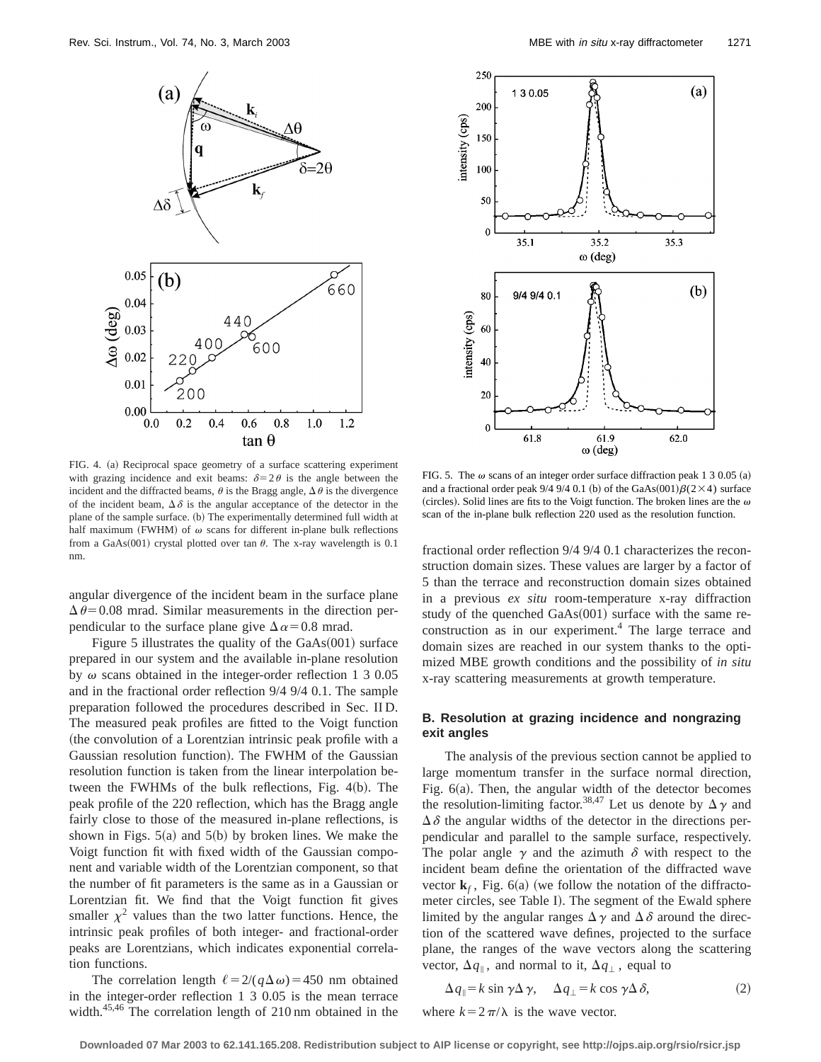FIG. 4. (a) Reciprocal space geometry of a surface scattering experiment with grazing incidence and exit beams: $\delta = 2\theta$ is the angle between the incident and the diffracted beams, $\theta$ is the Bragg angle, $\Delta\theta$ is the divergence of the incident beam, $\Delta\delta$ is the angular acceptance of the detector in the plane of the sample surface. (b) The experimentally determined full width at half maximum (FWHM) of $\omega$ scans for different in-plane bulk reflections from a GaAs(001) crystal plotted over $\tan\theta$. The x-ray wavelength is 0.1 nm.

angular divergence of the incident beam in the surface plane $\Delta\theta = 0.08$ mrad. Similar measurements in the direction perpendicular to the surface plane give $\Delta\alpha = 0.8$ mrad.

Figure 5 illustrates the quality of the GaAs(001) surface prepared in our system and the available in-plane resolution by $\omega$ scans obtained in the integer-order reflection 1 3 0.05 and in the fractional order reflection 9/4 9/4 0.1. The sample preparation followed the procedures described in Sec. II D. The measured peak profiles are fitted to the Voigt function (the convolution of a Lorentzian intrinsic peak profile with a Gaussian resolution function). The FWHM of the Gaussian resolution function is taken from the linear interpolation between the FWHMs of the bulk reflections, Fig. 4(b). The peak profile of the 220 reflection, which has the Bragg angle fairly close to those of the measured in-plane reflections, is shown in Figs. 5(a) and 5(b) by broken lines. We make the Voigt function fit with fixed width of the Gaussian component and variable width of the Lorentzian component, so that the number of fit parameters is the same as in a Gaussian or Lorentzian fit. We find that the Voigt function fit gives smaller $\chi^2$ values than the two latter functions. Hence, the intrinsic peak profiles of both integer- and fractional-order peaks are Lorentzians, which indicates exponential correlation functions.

The correlation length $\ell = 2/(q\Delta\omega) = 450$ nm obtained in the integer-order reflection 1 3 0.05 is the mean terrace width.[45,46] The correlation length of 210 nm obtained in the fractional order reflection 9/4 9/4 0.1 characterizes the reconstruction domain sizes. These values are larger by a factor of 5 than the terrace and reconstruction domain sizes obtained in a previous *ex situ* room-temperature x-ray diffraction study of the quenched GaAs(001) surface with the same reconstruction as in our experiment.[4] The large terrace and domain sizes are reached in our system thanks to the optimized MBE growth conditions and the possibility of *in situ* x-ray scattering measurements at growth temperature.

FIG. 5. The $\omega$ scans of an integer order surface diffraction peak 1 3 0.05 (a) and a fractional order peak 9/4 9/4 0.1 (b) of the GaAs(001)$\beta(2\times4)$ surface (circles). Solid lines are fits to the Voigt function. The broken lines are the $\omega$ scan of the in-plane bulk reflection 220 used as the resolution function.

### B. Resolution at grazing incidence and nongrazing exit angles

The analysis of the previous section cannot be applied to large momentum transfer in the surface normal direction, Fig. 6(a). Then, the angular width of the detector becomes the resolution-limiting factor.[38,47] Let us denote by $\Delta\gamma$ and $\Delta\delta$ the angular widths of the detector in the directions perpendicular and parallel to the sample surface, respectively. The polar angle $\gamma$ and the azimuth $\delta$ with respect to the incident beam define the orientation of the diffracted wave vector $\mathbf{k}_f$, Fig. 6(a) (we follow the notation of the diffractometer circles, see Table I). The segment of the Ewald sphere limited by the angular ranges $\Delta\gamma$ and $\Delta\delta$ around the direction of the scattered wave defines, projected to the surface plane, the ranges of the wave vectors along the scattering vector, $\Delta q_{\parallel}$, and normal to it, $\Delta q_{\perp}$, equal to

$$\Delta q_{\parallel} = k \sin\gamma\Delta\gamma, \quad \Delta q_{\perp} = k \cos\gamma\Delta\delta, \tag{2}$$

where $k = 2\pi/\lambda$ is the wave vector.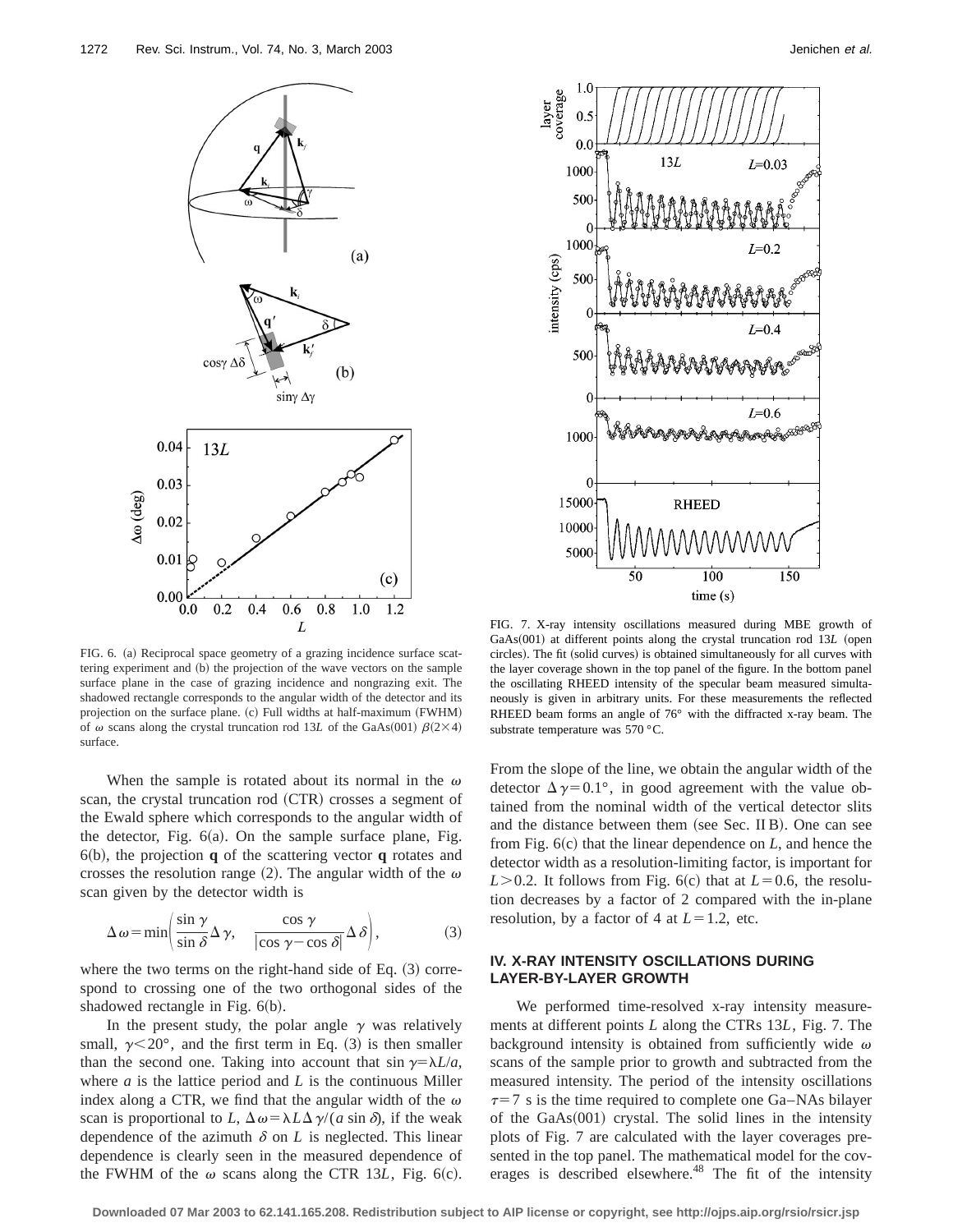FIG. 6. (a) Reciprocal space geometry of a grazing incidence surface scattering experiment and (b) the projection of the wave vectors on the sample surface plane in the case of grazing incidence and nongrazing exit. The shadowed rectangle corresponds to the angular width of the detector and its projection on the surface plane. (c) Full widths at half-maximum (FWHM) of $\omega$ scans along the crystal truncation rod $13L$ of the GaAs(001) $\beta(2\times4)$ surface.

When the sample is rotated about its normal in the $\omega$ scan, the crystal truncation rod (CTR) crosses a segment of the Ewald sphere which corresponds to the angular width of the detector, Fig. 6(a). On the sample surface plane, Fig. 6(b), the projection **q** of the scattering vector **q** rotates and crosses the resolution range (2). The angular width of the $\omega$ scan given by the detector width is

$$\Delta\omega = \min\left(\frac{\sin\gamma}{\sin\delta}\Delta\gamma, \quad \frac{\cos\gamma}{|\cos\gamma - \cos\delta|}\Delta\delta\right), \tag{3}$$

where the two terms on the right-hand side of Eq. (3) correspond to crossing one of the two orthogonal sides of the shadowed rectangle in Fig. 6(b).

In the present study, the polar angle $\gamma$ was relatively small, $\gamma < 20°$, and the first term in Eq. (3) is then smaller than the second one. Taking into account that $\sin\gamma = \lambda L/a$, where $a$ is the lattice period and $L$ is the continuous Miller index along a CTR, we find that the angular width of the $\omega$ scan is proportional to $L$, $\Delta\omega = \lambda L \Delta\gamma/(a \sin\delta)$, if the weak dependence of the azimuth $\delta$ on $L$ is neglected. This linear dependence is clearly seen in the measured dependence of the FWHM of the $\omega$ scans along the CTR $13L$, Fig. 6(c). From the slope of the line, we obtain the angular width of the detector $\Delta\gamma = 0.1°$, in good agreement with the value obtained from the nominal width of the vertical detector slits and the distance between them (see Sec. II B). One can see from Fig. 6(c) that the linear dependence on $L$, and hence the detector width as a resolution-limiting factor, is important for $L > 0.2$. It follows from Fig. 6(c) that at $L = 0.6$, the resolution decreases by a factor of 2 compared with the in-plane resolution, by a factor of 4 at $L = 1.2$, etc.

FIG. 7. X-ray intensity oscillations measured during MBE growth of GaAs(001) at different points along the crystal truncation rod $13L$ (open circles). The fit (solid curves) is obtained simultaneously for all curves with the layer coverage shown in the top panel of the figure. In the bottom panel the oscillating RHEED intensity of the specular beam measured simultaneously is given in arbitrary units. For these measurements the reflected RHEED beam forms an angle of 76° with the diffracted x-ray beam. The substrate temperature was 570 °C.

## IV. X-RAY INTENSITY OSCILLATIONS DURING LAYER-BY-LAYER GROWTH

We performed time-resolved x-ray intensity measurements at different points $L$ along the CTRs $13L$, Fig. 7. The background intensity is obtained from sufficiently wide $\omega$ scans of the sample prior to growth and subtracted from the measured intensity. The period of the intensity oscillations $\tau = 7$ s is the time required to complete one Ga–NAs bilayer of the GaAs(001) crystal. The solid lines in the intensity plots of Fig. 7 are calculated with the layer coverages presented in the top panel. The mathematical model for the coverages is described elsewhere.[48] The fit of the intensity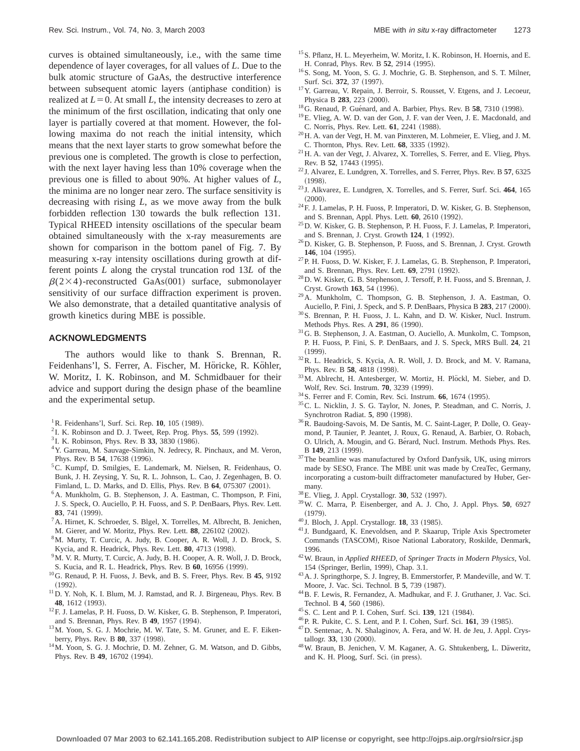curves is obtained simultaneously, i.e., with the same time dependence of layer coverages, for all values of $L$. Due to the bulk atomic structure of GaAs, the destructive interference between subsequent atomic layers (antiphase condition) is realized at $L=0$. At small $L$, the intensity decreases to zero at the minimum of the first oscillation, indicating that only one layer is partially covered at that moment. However, the following maxima do not reach the initial intensity, which means that the next layer starts to grow somewhat before the previous one is completed. The growth is close to perfection, with the next layer having less than 10% coverage when the previous one is filled to about 90%. At higher values of $L$, the minima are no longer near zero. The surface sensitivity is decreasing with rising $L$, as we move away from the bulk forbidden reflection 130 towards the bulk reflection 131. Typical RHEED intensity oscillations of the specular beam obtained simultaneously with the x-ray measurements are shown for comparison in the bottom panel of Fig. 7. By measuring x-ray intensity oscillations during growth at different points $L$ along the crystal truncation rod 13$L$ of the $\beta(2\times4)$-reconstructed GaAs(001) surface, submonolayer sensitivity of our surface diffraction experiment is proven. We also demonstrate, that a detailed quantitative analysis of growth kinetics during MBE is possible.

## ACKNOWLEDGMENTS

The authors would like to thank S. Brennan, R. Feidenhans'l, S. Ferrer, A. Fischer, M. Höricke, R. Köhler, W. Moritz, I. K. Robinson, and M. Schmidbauer for their advice and support during the design phase of the beamline and the experimental setup.

[1] R. Feidenhans'l, Surf. Sci. Rep. **10**, 105 (1989).
[2] I. K. Robinson and D. J. Tweet, Rep. Prog. Phys. **55**, 599 (1992).
[3] I. K. Robinson, Phys. Rev. B **33**, 3830 (1986).
[4] Y. Garreau, M. Sauvage-Simkin, N. Jedrecy, R. Pinchaux, and M. Veron, Phys. Rev. B **54**, 17638 (1996).
[5] C. Kumpf, D. Smilgies, E. Landemark, M. Nielsen, R. Feidenhaus, O. Bunk, J. H. Zeysing, Y. Su, R. L. Johnson, L. Cao, J. Zegenhagen, B. O. Fimland, L. D. Marks, and D. Ellis, Phys. Rev. B **64**, 075307 (2001).
[6] A. Munkholm, G. B. Stephenson, J. A. Eastman, C. Thompson, P. Fini, J. S. Speck, O. Auciello, P. H. Fuoss, and S. P. DenBaars, Phys. Rev. Lett. **83**, 741 (1999).
[7] A. Hirnet, K. Schroeder, S. Blgel, X. Torrelles, M. Albrecht, B. Jenichen, M. Gierer, and W. Moritz, Phys. Rev. Lett. **88**, 226102 (2002).
[8] M. Murty, T. Curcic, A. Judy, B. Cooper, A. R. Woll, J. D. Brock, S. Kycia, and R. Headrick, Phys. Rev. Lett. **80**, 4713 (1998).
[9] M. V. R. Murty, T. Curcic, A. Judy, B. H. Cooper, A. R. Woll, J. D. Brock, S. Kucia, and R. L. Headrick, Phys. Rev. B **60**, 16956 (1999).
[10] G. Renaud, P. H. Fuoss, J. Bevk, and B. S. Freer, Phys. Rev. B **45**, 9192 (1992).
[11] D. Y. Noh, K. I. Blum, M. J. Ramstad, and R. J. Birgeneau, Phys. Rev. B **48**, 1612 (1993).
[12] F. J. Lamelas, P. H. Fuoss, D. W. Kisker, G. B. Stephenson, P. Imperatori, and S. Brennan, Phys. Rev. B **49**, 1957 (1994).
[13] M. Yoon, S. G. J. Mochrie, M. W. Tate, S. M. Gruner, and E. F. Eikenberry, Phys. Rev. B **80**, 337 (1998).
[14] M. Yoon, S. G. J. Mochrie, D. M. Zehner, G. M. Watson, and D. Gibbs, Phys. Rev. B **49**, 16702 (1994).
[15] S. Pflanz, H. L. Meyerheim, W. Moritz, I. K. Robinson, H. Hoernis, and E. H. Conrad, Phys. Rev. B **52**, 2914 (1995).
[16] S. Song, M. Yoon, S. G. J. Mochrie, G. B. Stephenson, and S. T. Milner, Surf. Sci. **372**, 37 (1997).
[17] Y. Garreau, V. Repain, J. Berroir, S. Rousset, V. Etgens, and J. Lecoeur, Physica B **283**, 223 (2000).
[18] G. Renaud, P. Guénard, and A. Barbier, Phys. Rev. B **58**, 7310 (1998).
[19] E. Vlieg, A. W. D. van der Gon, J. F. van der Veen, J. E. Macdonald, and C. Norris, Phys. Rev. Lett. **61**, 2241 (1988).
[20] H. A. van der Vegt, H. M. van Pinxteren, M. Lohmeier, E. Vlieg, and J. M. C. Thornton, Phys. Rev. Lett. **68**, 3335 (1992).
[21] H. A. van der Vegt, J. Alvarez, X. Torrelles, S. Ferrer, and E. Vlieg, Phys. Rev. B **52**, 17443 (1995).
[22] J. Alvarez, E. Lundgren, X. Torrelles, and S. Ferrer, Phys. Rev. B **57**, 6325 (1998).
[23] J. Alkvarez, E. Lundgren, X. Torrelles, and S. Ferrer, Surf. Sci. **464**, 165 (2000).
[24] F. J. Lamelas, P. H. Fuoss, P. Imperatori, D. W. Kisker, G. B. Stephenson, and S. Brennan, Appl. Phys. Lett. **60**, 2610 (1992).
[25] D. W. Kisker, G. B. Stephenson, P. H. Fuoss, F. J. Lamelas, P. Imperatori, and S. Brennan, J. Cryst. Growth **124**, 1 (1992).
[26] D. Kisker, G. B. Stephenson, P. Fuoss, and S. Brennan, J. Cryst. Growth **146**, 104 (1995).
[27] P. H. Fuoss, D. W. Kisker, F. J. Lamelas, G. B. Stephenson, P. Imperatori, and S. Brennan, Phys. Rev. Lett. **69**, 2791 (1992).
[28] D. W. Kisker, G. B. Stephenson, J. Tersoff, P. H. Fuoss, and S. Brennan, J. Cryst. Growth **163**, 54 (1996).
[29] A. Munkholm, C. Thompson, G. B. Stephenson, J. A. Eastman, O. Auciello, P. Fini, J. Speck, and S. P. DenBaars, Physica B **283**, 217 (2000).
[30] S. Brennan, P. H. Fuoss, J. L. Kahn, and D. W. Kisker, Nucl. Instrum. Methods Phys. Res. A **291**, 86 (1990).
[31] G. B. Stephenson, J. A. Eastman, O. Auciello, A. Munkolm, C. Tompson, P. H. Fuoss, P. Fini, S. P. DenBaars, and J. S. Speck, MRS Bull. **24**, 21 (1999).
[32] R. L. Headrick, S. Kycia, A. R. Woll, J. D. Brock, and M. V. Ramana, Phys. Rev. B **58**, 4818 (1998).
[33] M. Ablrecht, H. Antesberger, W. Mortiz, H. Plöckl, M. Sieber, and D. Wolf, Rev. Sci. Instrum. **70**, 3239 (1999).
[34] S. Ferrer and F. Comin, Rev. Sci. Instrum. **66**, 1674 (1995).
[35] C. L. Nicklin, J. S. G. Taylor, N. Jones, P. Steadman, and C. Norris, J. Synchrotron Radiat. **5**, 890 (1998).
[36] R. Baudoing-Savois, M. De Santis, M. C. Saint-Lager, P. Dolle, O. Geaymond, P. Taunier, P. Jeantet, J. Roux, G. Renaud, A. Barbier, O. Robach, O. Ulrich, A. Mougin, and G. Bérard, Nucl. Instrum. Methods Phys. Res. B **149**, 213 (1999).
[37] The beamline was manufactured by Oxford Danfysik, UK, using mirrors made by SESO, France. The MBE unit was made by CreaTec, Germany, incorporating a custom-built diffractometer manufactured by Huber, Germany.
[38] E. Vlieg, J. Appl. Crystallogr. **30**, 532 (1997).
[39] W. C. Marra, P. Eisenberger, and A. J. Cho, J. Appl. Phys. **50**, 6927 (1979).
[40] J. Bloch, J. Appl. Crystallogr. **18**, 33 (1985).
[41] J. Bundgaard, K. Enevoldsen, and P. Skaarup, Triple Axis Spectrometer Commands (TASCOM), Risoe National Laboratory, Roskilde, Denmark, 1996.
[42] W. Braun, in *Applied RHEED*, of *Springer Tracts in Modern Physics*, Vol. 154 (Springer, Berlin, 1999), Chap. 3.1.
[43] A. J. Springthorpe, S. J. Ingrey, B. Emmerstorfer, P. Mandeville, and W. T. Moore, J. Vac. Sci. Technol. B **5**, 739 (1987).
[44] B. F. Lewis, R. Fernandez, A. Madhukar, and F. J. Gruthaner, J. Vac. Sci. Technol. B **4**, 560 (1986).
[45] S. C. Lent and P. I. Cohen, Surf. Sci. **139**, 121 (1984).
[46] P. R. Pukite, C. S. Lent, and P. I. Cohen, Surf. Sci. **161**, 39 (1985).
[47] D. Sentenac, A. N. Shalaginov, A. Fera, and W. H. de Jeu, J. Appl. Crystallogr. **33**, 130 (2000).
[48] W. Braun, B. Jenichen, V. M. Kaganer, A. G. Shtukenberg, L. Däweritz, and K. H. Ploog, Surf. Sci. (in press).